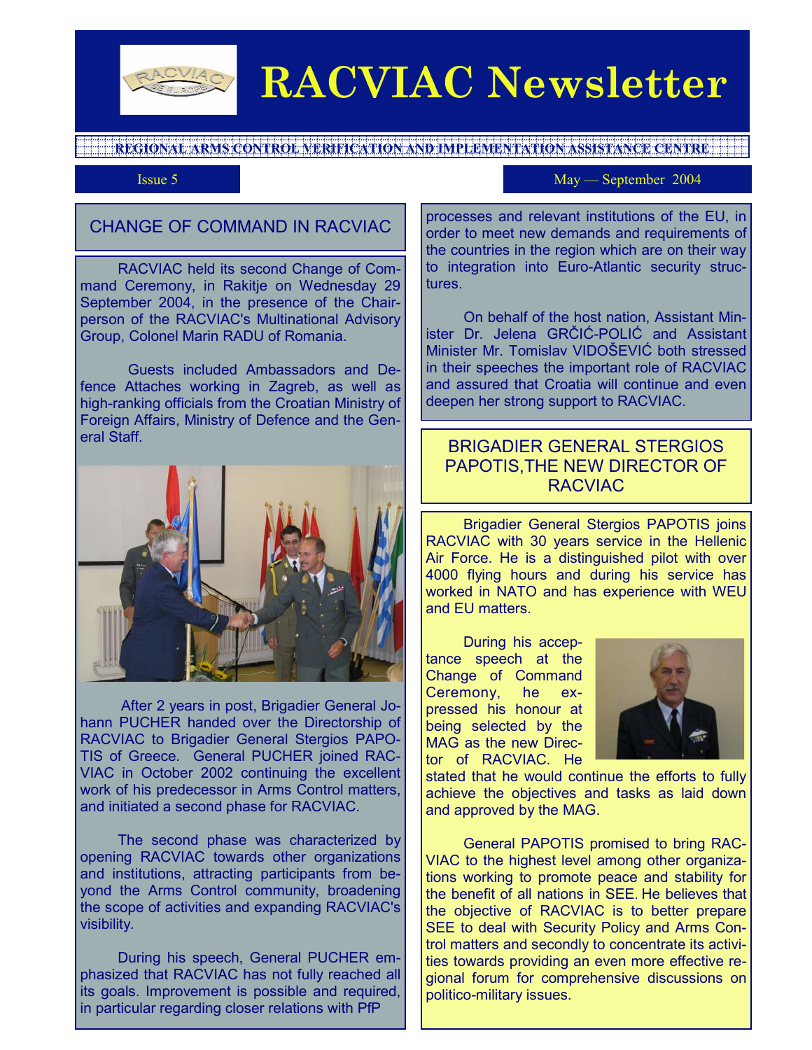# RACVIAC Newsletter

REGIONAL ARMS CONTROL VERIFICATION AND IMPLEMENTATION ASSISTANCE CENTRE

Issue 5 — May — September 2004

## CHANGE OF COMMAND IN RACVIAC

RACVIAC held its second Change of Command Ceremony, in Rakitje on Wednesday 29 September 2004, in the presence of the Chairperson of the RACVIAC's Multinational Advisory Group, Colonel Marin RADU of Romania.

Guests included Ambassadors and Defence Attaches working in Zagreb, as well as high-ranking officials from the Croatian Ministry of Foreign Affairs, Ministry of Defence and the General Staff.

After 2 years in post, Brigadier General Johann PUCHER handed over the Directorship of RACVIAC to Brigadier General Stergios PAPOTIS of Greece. General PUCHER joined RACVIAC in October 2002 continuing the excellent work of his predecessor in Arms Control matters, and initiated a second phase for RACVIAC.

The second phase was characterized by opening RACVIAC towards other organizations and institutions, attracting participants from beyond the Arms Control community, broadening the scope of activities and expanding RACVIAC's visibility.

During his speech, General PUCHER emphasized that RACVIAC has not fully reached all its goals. Improvement is possible and required, in particular regarding closer relations with PfP processes and relevant institutions of the EU, in order to meet new demands and requirements of the countries in the region which are on their way to integration into Euro-Atlantic security structures.

On behalf of the host nation, Assistant Minister Dr. Jelena GRČIĆ-POLIĆ and Assistant Minister Mr. Tomislav VIDOŠEVIĆ both stressed in their speeches the important role of RACVIAC and assured that Croatia will continue and even deepen her strong support to RACVIAC.

## BRIGADIER GENERAL STERGIOS PAPOTIS,THE NEW DIRECTOR OF RACVIAC

Brigadier General Stergios PAPOTIS joins RACVIAC with 30 years service in the Hellenic Air Force. He is a distinguished pilot with over 4000 flying hours and during his service has worked in NATO and has experience with WEU and EU matters.

During his acceptance speech at the Change of Command Ceremony, he expressed his honour at being selected by the MAG as the new Director of RACVIAC. He stated that he would continue the efforts to fully achieve the objectives and tasks as laid down and approved by the MAG.

General PAPOTIS promised to bring RACVIAC to the highest level among other organizations working to promote peace and stability for the benefit of all nations in SEE. He believes that the objective of RACVIAC is to better prepare SEE to deal with Security Policy and Arms Control matters and secondly to concentrate its activities towards providing an even more effective regional forum for comprehensive discussions on politico-military issues.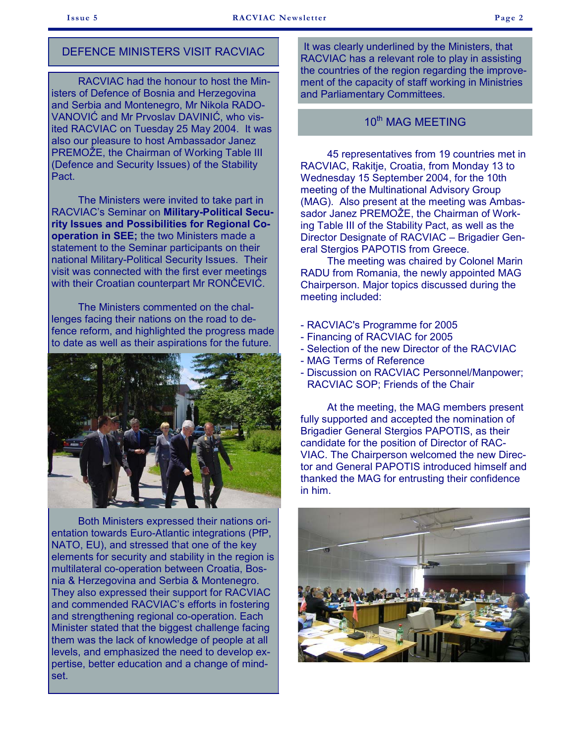## DEFENCE MINISTERS VISIT RACVIAC

RACVIAC had the honour to host the Ministers of Defence of Bosnia and Herzegovina and Serbia and Montenegro, Mr Nikola RADOVANOVIĆ and Mr Prvoslav DAVINIĆ, who visited RACVIAC on Tuesday 25 May 2004. It was also our pleasure to host Ambassador Janez PREMOŽE, the Chairman of Working Table III (Defence and Security Issues) of the Stability Pact.

The Ministers were invited to take part in RACVIAC's Seminar on **Military-Political Security Issues and Possibilities for Regional Co-operation in SEE;** the two Ministers made a statement to the Seminar participants on their national Military-Political Security Issues. Their visit was connected with the first ever meetings with their Croatian counterpart Mr RONČEVIĆ.

The Ministers commented on the challenges facing their nations on the road to defence reform, and highlighted the progress made to date as well as their aspirations for the future.

Both Ministers expressed their nations orientation towards Euro-Atlantic integrations (PfP, NATO, EU), and stressed that one of the key elements for security and stability in the region is multilateral co-operation between Croatia, Bosnia & Herzegovina and Serbia & Montenegro. They also expressed their support for RACVIAC and commended RACVIAC's efforts in fostering and strengthening regional co-operation. Each Minister stated that the biggest challenge facing them was the lack of knowledge of people at all levels, and emphasized the need to develop expertise, better education and a change of mindset.

It was clearly underlined by the Ministers, that RACVIAC has a relevant role to play in assisting the countries of the region regarding the improvement of the capacity of staff working in Ministries and Parliamentary Committees.

## 10th MAG MEETING

45 representatives from 19 countries met in RACVIAC, Rakitje, Croatia, from Monday 13 to Wednesday 15 September 2004, for the 10th meeting of the Multinational Advisory Group (MAG). Also present at the meeting was Ambassador Janez PREMOŽE, the Chairman of Working Table III of the Stability Pact, as well as the Director Designate of RACVIAC – Brigadier General Stergios PAPOTIS from Greece.

The meeting was chaired by Colonel Marin RADU from Romania, the newly appointed MAG Chairperson. Major topics discussed during the meeting included:

- RACVIAC's Programme for 2005
- Financing of RACVIAC for 2005
- Selection of the new Director of the RACVIAC
- MAG Terms of Reference
- Discussion on RACVIAC Personnel/Manpower; RACVIAC SOP; Friends of the Chair

At the meeting, the MAG members present fully supported and accepted the nomination of Brigadier General Stergios PAPOTIS, as their candidate for the position of Director of RACVIAC. The Chairperson welcomed the new Director and General PAPOTIS introduced himself and thanked the MAG for entrusting their confidence in him.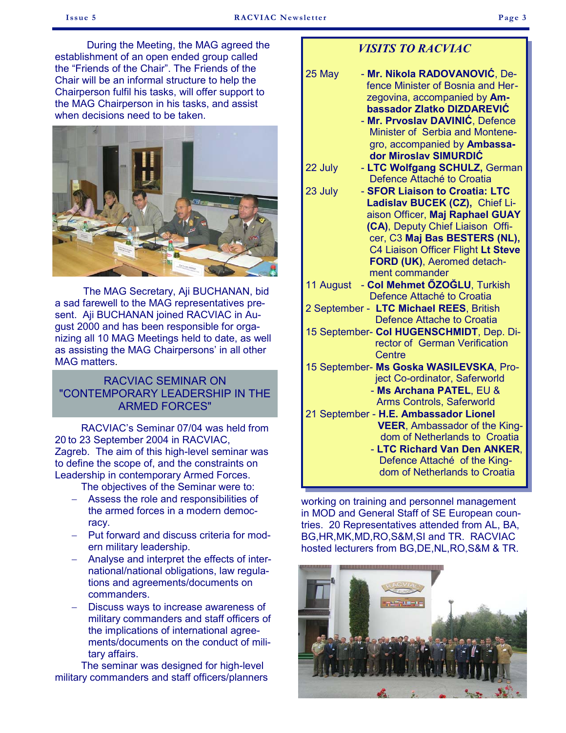During the Meeting, the MAG agreed the establishment of an open ended group called the "Friends of the Chair". The Friends of the Chair will be an informal structure to help the Chairperson fulfil his tasks, will offer support to the MAG Chairperson in his tasks, and assist when decisions need to be taken.

The MAG Secretary, Aji BUCHANAN, bid a sad farewell to the MAG representatives present. Aji BUCHANAN joined RACVIAC in August 2000 and has been responsible for organizing all 10 MAG Meetings held to date, as well as assisting the MAG Chairpersons' in all other MAG matters.

## RACVIAC SEMINAR ON "CONTEMPORARY LEADERSHIP IN THE ARMED FORCES"

RACVIAC's Seminar 07/04 was held from 20 to 23 September 2004 in RACVIAC, Zagreb. The aim of this high-level seminar was to define the scope of, and the constraints on Leadership in contemporary Armed Forces.

The objectives of the Seminar were to:

- Assess the role and responsibilities of the armed forces in a modern democracy.
- Put forward and discuss criteria for modern military leadership.
- Analyse and interpret the effects of international/national obligations, law regulations and agreements/documents on commanders.
- Discuss ways to increase awareness of military commanders and staff officers of the implications of international agreements/documents on the conduct of military affairs.

The seminar was designed for high-level military commanders and staff officers/planners working on training and personnel management in MOD and General Staff of SE European countries. 20 Representatives attended from AL, BA, BG,HR,MK,MD,RO,S&M,SI and TR. RACVIAC hosted lecturers from BG,DE,NL,RO,S&M & TR.

## *VISITS TO RACVIAC*

**25 May**
- **Mr. Nikola RADOVANOVIĆ**, Defence Minister of Bosnia and Herzegovina, accompanied by **Ambassador Zlatko DIZDAREVIĆ**
- **Mr. Prvoslav DAVINIĆ**, Defence Minister of Serbia and Montenegro, accompanied by **Ambassador Miroslav SIMURDIĆ**

**22 July**
- **LTC Wolfgang SCHULZ**, German Defence Attaché to Croatia

**23 July**
- **SFOR Liaison to Croatia: LTC Ladislav BUCEK (CZ),** Chief Liaison Officer, **Maj Raphael GUAY (CA)**, Deputy Chief Liaison Officer, C3 **Maj Bas BESTERS (NL),** C4 Liaison Officer Flight **Lt Steve FORD (UK)**, Aeromed detachment commander

**11 August**
- **Col Mehmet ŐZOĞLU**, Turkish Defence Attaché to Croatia

**2 September**
- **LTC Michael REES**, British Defence Attache to Croatia

**15 September**
- **Col HUGENSCHMIDT**, Dep. Director of German Verification Centre

**15 September**
- **Ms Goska WASILEVSKA**, Project Co-ordinator, Saferworld
- **Ms Archana PATEL**, EU & Arms Controls, Saferworld

**21 September**
- **H.E. Ambassador Lionel VEER**, Ambassador of the Kingdom of Netherlands to Croatia
- **LTC Richard Van Den ANKER**, Defence Attaché of the Kingdom of Netherlands to Croatia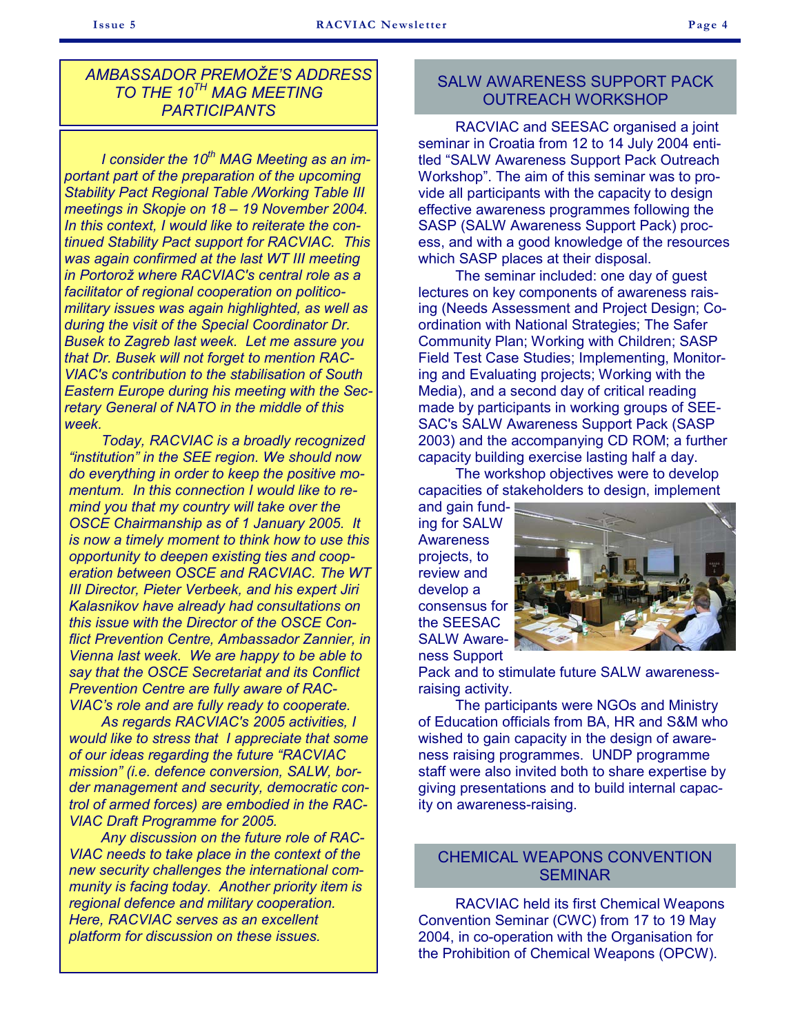## AMBASSADOR PREMOŽE'S ADDRESS TO THE 10TH MAG MEETING PARTICIPANTS

*I consider the 10th MAG Meeting as an important part of the preparation of the upcoming Stability Pact Regional Table /Working Table III meetings in Skopje on 18 – 19 November 2004. In this context, I would like to reiterate the continued Stability Pact support for RACVIAC. This was again confirmed at the last WT III meeting in Portorož where RACVIAC's central role as a facilitator of regional cooperation on politico-military issues was again highlighted, as well as during the visit of the Special Coordinator Dr. Busek to Zagreb last week. Let me assure you that Dr. Busek will not forget to mention RACVIAC's contribution to the stabilisation of South Eastern Europe during his meeting with the Secretary General of NATO in the middle of this week.*

*Today, RACVIAC is a broadly recognized "institution" in the SEE region. We should now do everything in order to keep the positive momentum. In this connection I would like to remind you that my country will take over the OSCE Chairmanship as of 1 January 2005. It is now a timely moment to think how to use this opportunity to deepen existing ties and cooperation between OSCE and RACVIAC. The WT III Director, Pieter Verbeek, and his expert Jiri Kalasnikov have already had consultations on this issue with the Director of the OSCE Conflict Prevention Centre, Ambassador Zannier, in Vienna last week. We are happy to be able to say that the OSCE Secretariat and its Conflict Prevention Centre are fully aware of RACVIAC's role and are fully ready to cooperate.*

*As regards RACVIAC's 2005 activities, I would like to stress that I appreciate that some of our ideas regarding the future "RACVIAC mission" (i.e. defence conversion, SALW, border management and security, democratic control of armed forces) are embodied in the RACVIAC Draft Programme for 2005.*

*Any discussion on the future role of RACVIAC needs to take place in the context of the new security challenges the international community is facing today. Another priority item is regional defence and military cooperation. Here, RACVIAC serves as an excellent platform for discussion on these issues.*

## SALW AWARENESS SUPPORT PACK OUTREACH WORKSHOP

RACVIAC and SEESAC organised a joint seminar in Croatia from 12 to 14 July 2004 entitled "SALW Awareness Support Pack Outreach Workshop". The aim of this seminar was to provide all participants with the capacity to design effective awareness programmes following the SASP (SALW Awareness Support Pack) process, and with a good knowledge of the resources which SASP places at their disposal.

The seminar included: one day of guest lectures on key components of awareness raising (Needs Assessment and Project Design; Co-ordination with National Strategies; The Safer Community Plan; Working with Children; SASP Field Test Case Studies; Implementing, Monitoring and Evaluating projects; Working with the Media), and a second day of critical reading made by participants in working groups of SEESAC's SALW Awareness Support Pack (SASP 2003) and the accompanying CD ROM; a further capacity building exercise lasting half a day.

The workshop objectives were to develop capacities of stakeholders to design, implement and gain funding for SALW Awareness projects, to review and develop a consensus for the SEESAC SALW Awareness Support Pack and to stimulate future SALW awareness-raising activity.

The participants were NGOs and Ministry of Education officials from BA, HR and S&M who wished to gain capacity in the design of awareness raising programmes. UNDP programme staff were also invited both to share expertise by giving presentations and to build internal capacity on awareness-raising.

## CHEMICAL WEAPONS CONVENTION SEMINAR

RACVIAC held its first Chemical Weapons Convention Seminar (CWC) from 17 to 19 May 2004, in co-operation with the Organisation for the Prohibition of Chemical Weapons (OPCW).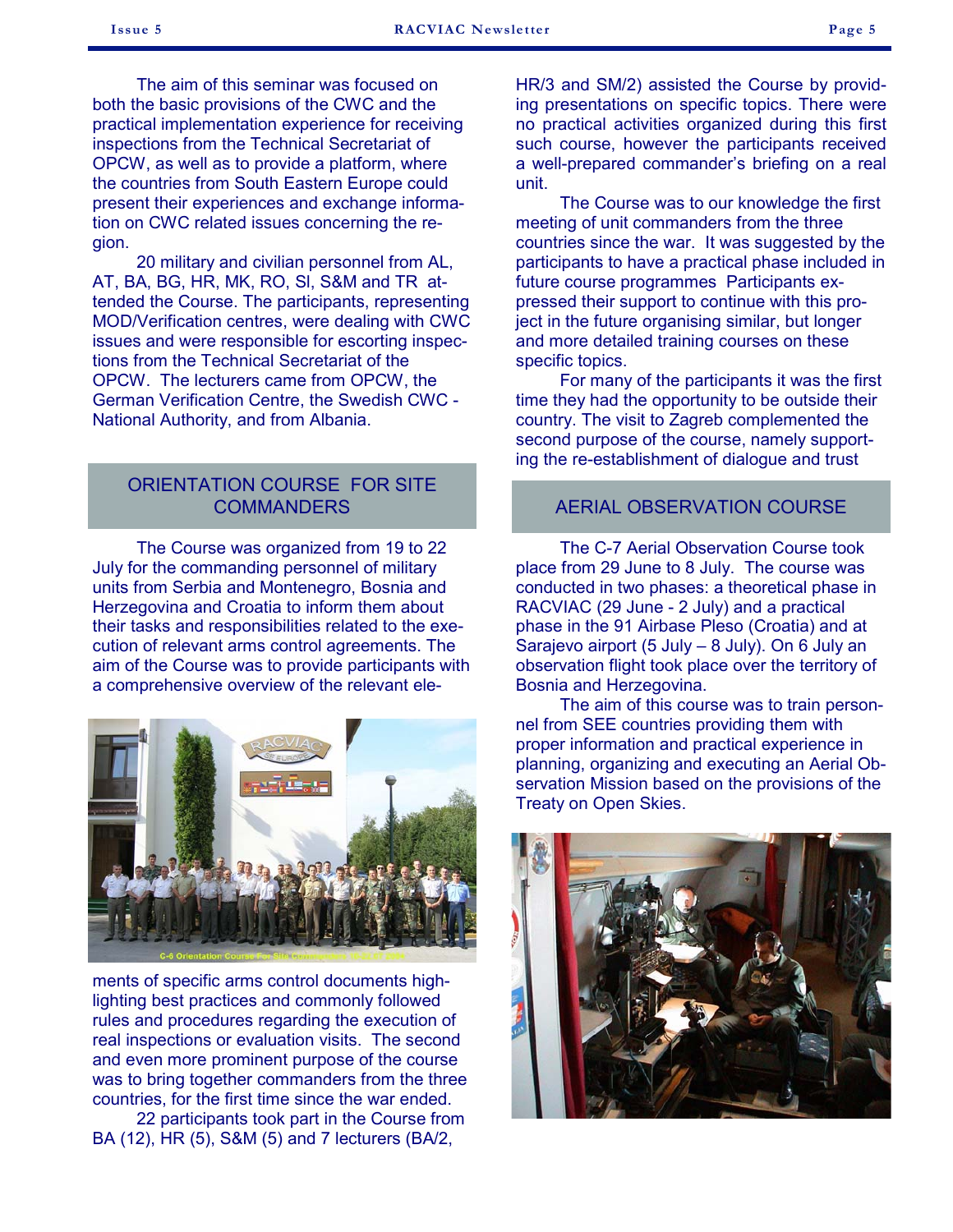The aim of this seminar was focused on both the basic provisions of the CWC and the practical implementation experience for receiving inspections from the Technical Secretariat of OPCW, as well as to provide a platform, where the countries from South Eastern Europe could present their experiences and exchange information on CWC related issues concerning the region.

20 military and civilian personnel from AL, AT, BA, BG, HR, MK, RO, SI, S&M and TR attended the Course. The participants, representing MOD/Verification centres, were dealing with CWC issues and were responsible for escorting inspections from the Technical Secretariat of the OPCW. The lecturers came from OPCW, the German Verification Centre, the Swedish CWC - National Authority, and from Albania.

## ORIENTATION COURSE FOR SITE COMMANDERS

The Course was organized from 19 to 22 July for the commanding personnel of military units from Serbia and Montenegro, Bosnia and Herzegovina and Croatia to inform them about their tasks and responsibilities related to the execution of relevant arms control agreements. The aim of the Course was to provide participants with a comprehensive overview of the relevant elements of specific arms control documents highlighting best practices and commonly followed rules and procedures regarding the execution of real inspections or evaluation visits. The second and even more prominent purpose of the course was to bring together commanders from the three countries, for the first time since the war ended.

22 participants took part in the Course from BA (12), HR (5), S&M (5) and 7 lecturers (BA/2, HR/3 and SM/2) assisted the Course by providing presentations on specific topics. There were no practical activities organized during this first such course, however the participants received a well-prepared commander's briefing on a real unit.

The Course was to our knowledge the first meeting of unit commanders from the three countries since the war. It was suggested by the participants to have a practical phase included in future course programmes Participants expressed their support to continue with this project in the future organising similar, but longer and more detailed training courses on these specific topics.

For many of the participants it was the first time they had the opportunity to be outside their country. The visit to Zagreb complemented the second purpose of the course, namely supporting the re-establishment of dialogue and trust

## AERIAL OBSERVATION COURSE

The C-7 Aerial Observation Course took place from 29 June to 8 July. The course was conducted in two phases: a theoretical phase in RACVIAC (29 June - 2 July) and a practical phase in the 91 Airbase Pleso (Croatia) and at Sarajevo airport (5 July – 8 July). On 6 July an observation flight took place over the territory of Bosnia and Herzegovina.

The aim of this course was to train personnel from SEE countries providing them with proper information and practical experience in planning, organizing and executing an Aerial Observation Mission based on the provisions of the Treaty on Open Skies.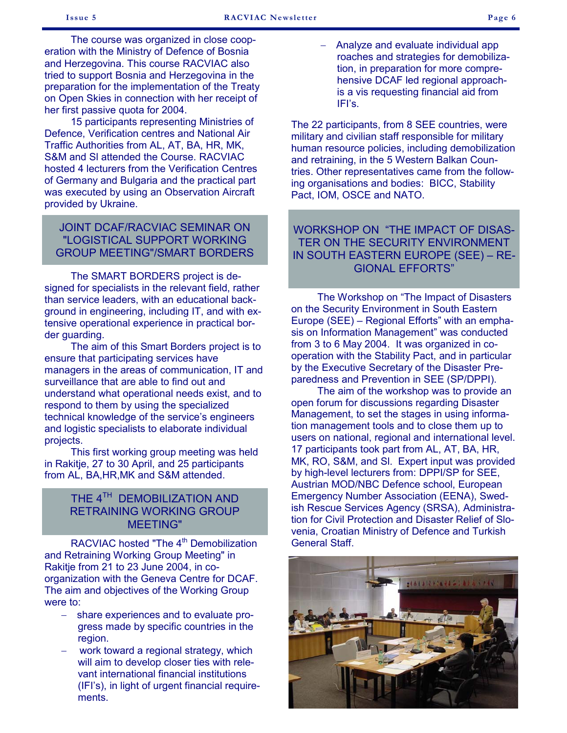The course was organized in close cooperation with the Ministry of Defence of Bosnia and Herzegovina. This course RACVIAC also tried to support Bosnia and Herzegovina in the preparation for the implementation of the Treaty on Open Skies in connection with her receipt of her first passive quota for 2004.

15 participants representing Ministries of Defence, Verification centres and National Air Traffic Authorities from AL, AT, BA, HR, MK, S&M and SI attended the Course. RACVIAC hosted 4 lecturers from the Verification Centres of Germany and Bulgaria and the practical part was executed by using an Observation Aircraft provided by Ukraine.

## JOINT DCAF/RACVIAC SEMINAR ON "LOGISTICAL SUPPORT WORKING GROUP MEETING"/SMART BORDERS

The SMART BORDERS project is designed for specialists in the relevant field, rather than service leaders, with an educational background in engineering, including IT, and with extensive operational experience in practical border guarding.

The aim of this Smart Borders project is to ensure that participating services have managers in the areas of communication, IT and surveillance that are able to find out and understand what operational needs exist, and to respond to them by using the specialized technical knowledge of the service's engineers and logistic specialists to elaborate individual projects.

This first working group meeting was held in Rakitje, 27 to 30 April, and 25 participants from AL, BA,HR,MK and S&M attended.

## THE 4$^{TH}$ DEMOBILIZATION AND RETRAINING WORKING GROUP MEETING"

RACVIAC hosted "The 4$^{th}$ Demobilization and Retraining Working Group Meeting" in Rakitje from 21 to 23 June 2004, in co-organization with the Geneva Centre for DCAF. The aim and objectives of the Working Group were to:

- share experiences and to evaluate progress made by specific countries in the region.
- work toward a regional strategy, which will aim to develop closer ties with relevant international financial institutions (IFI's), in light of urgent financial requirements.
- Analyze and evaluate individual app roaches and strategies for demobilization, in preparation for more comprehensive DCAF led regional approach-is a vis requesting financial aid from IFI's.

The 22 participants, from 8 SEE countries, were military and civilian staff responsible for military human resource policies, including demobilization and retraining, in the 5 Western Balkan Countries. Other representatives came from the following organisations and bodies: BICC, Stability Pact, IOM, OSCE and NATO.

## WORKSHOP ON "THE IMPACT OF DISASTER ON THE SECURITY ENVIRONMENT IN SOUTH EASTERN EUROPE (SEE) – REGIONAL EFFORTS"

The Workshop on "The Impact of Disasters on the Security Environment in South Eastern Europe (SEE) – Regional Efforts" with an emphasis on Information Management" was conducted from 3 to 6 May 2004. It was organized in cooperation with the Stability Pact, and in particular by the Executive Secretary of the Disaster Preparedness and Prevention in SEE (SP/DPPI).

The aim of the workshop was to provide an open forum for discussions regarding Disaster Management, to set the stages in using information management tools and to close them up to users on national, regional and international level. 17 participants took part from AL, AT, BA, HR, MK, RO, S&M, and SI. Expert input was provided by high-level lecturers from: DPPI/SP for SEE, Austrian MOD/NBC Defence school, European Emergency Number Association (EENA), Swedish Rescue Services Agency (SRSA), Administration for Civil Protection and Disaster Relief of Slovenia, Croatian Ministry of Defence and Turkish General Staff.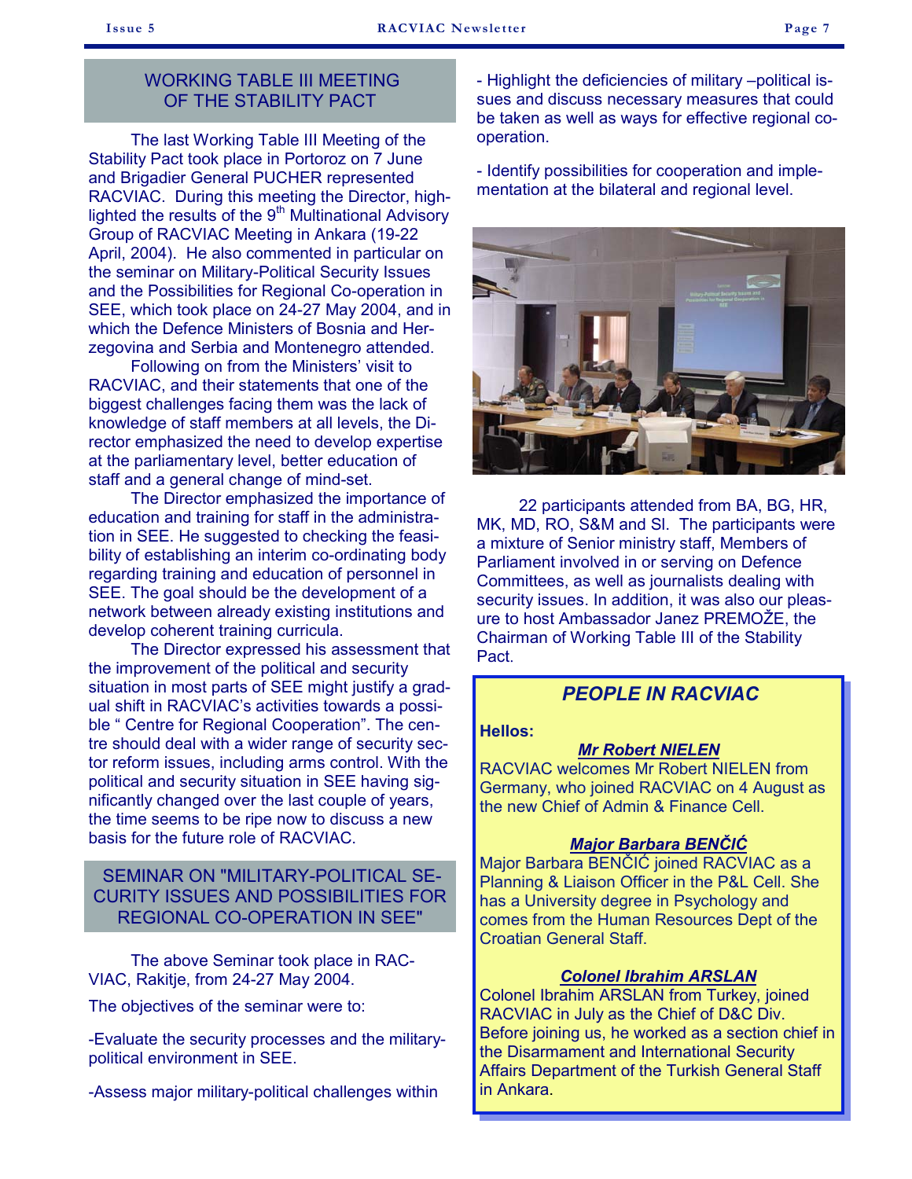## WORKING TABLE III MEETING OF THE STABILITY PACT

The last Working Table III Meeting of the Stability Pact took place in Portoroz on 7 June and Brigadier General PUCHER represented RACVIAC. During this meeting the Director, highlighted the results of the 9th Multinational Advisory Group of RACVIAC Meeting in Ankara (19-22 April, 2004). He also commented in particular on the seminar on Military-Political Security Issues and the Possibilities for Regional Co-operation in SEE, which took place on 24-27 May 2004, and in which the Defence Ministers of Bosnia and Herzegovina and Serbia and Montenegro attended.

Following on from the Ministers' visit to RACVIAC, and their statements that one of the biggest challenges facing them was the lack of knowledge of staff members at all levels, the Director emphasized the need to develop expertise at the parliamentary level, better education of staff and a general change of mind-set.

The Director emphasized the importance of education and training for staff in the administration in SEE. He suggested to checking the feasibility of establishing an interim co-ordinating body regarding training and education of personnel in SEE. The goal should be the development of a network between already existing institutions and develop coherent training curricula.

The Director expressed his assessment that the improvement of the political and security situation in most parts of SEE might justify a gradual shift in RACVIAC's activities towards a possible " Centre for Regional Cooperation". The centre should deal with a wider range of security sector reform issues, including arms control. With the political and security situation in SEE having significantly changed over the last couple of years, the time seems to be ripe now to discuss a new basis for the future role of RACVIAC.

## SEMINAR ON "MILITARY-POLITICAL SECURITY ISSUES AND POSSIBILITIES FOR REGIONAL CO-OPERATION IN SEE"

The above Seminar took place in RACVIAC, Rakitje, from 24-27 May 2004.

The objectives of the seminar were to:

-Evaluate the security processes and the military-political environment in SEE.

-Assess major military-political challenges within

- Highlight the deficiencies of military –political issues and discuss necessary measures that could be taken as well as ways for effective regional co-operation.

- Identify possibilities for cooperation and implementation at the bilateral and regional level.

22 participants attended from BA, BG, HR, MK, MD, RO, S&M and SI. The participants were a mixture of Senior ministry staff, Members of Parliament involved in or serving on Defence Committees, as well as journalists dealing with security issues. In addition, it was also our pleasure to host Ambassador Janez PREMOŽE, the Chairman of Working Table III of the Stability Pact.

## *PEOPLE IN RACVIAC*

**Hellos:**

***Mr Robert NIELEN***

RACVIAC welcomes Mr Robert NIELEN from Germany, who joined RACVIAC on 4 August as the new Chief of Admin & Finance Cell.

***Major Barbara BENČIĆ***

Major Barbara BENČIĆ joined RACVIAC as a Planning & Liaison Officer in the P&L Cell. She has a University degree in Psychology and comes from the Human Resources Dept of the Croatian General Staff.

***Colonel Ibrahim ARSLAN***

Colonel Ibrahim ARSLAN from Turkey, joined RACVIAC in July as the Chief of D&C Div. Before joining us, he worked as a section chief in the Disarmament and International Security Affairs Department of the Turkish General Staff in Ankara.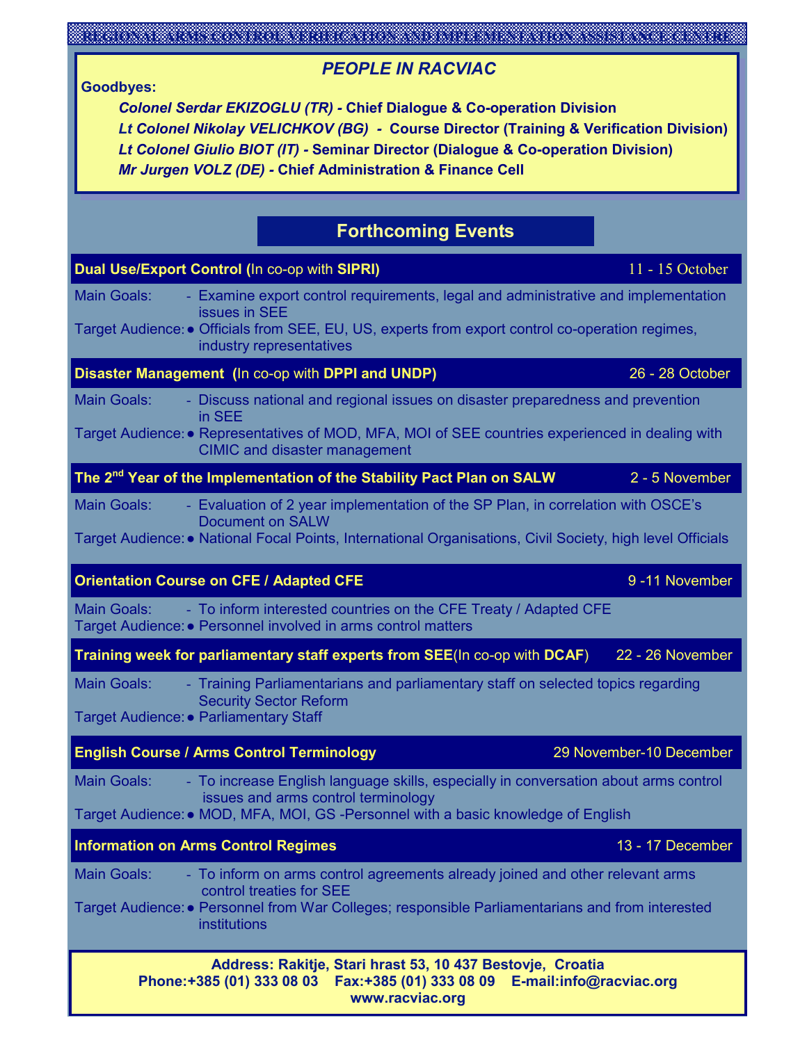REGIONAL ARMS CONTROL VERIFICATION AND IMPLEMENTATION ASSISTANCE CENTRE

## *PEOPLE IN RACVIAC*

**Goodbyes:**

- ***Colonel Serdar EKIZOGLU (TR)* - Chief Dialogue & Co-operation Division**
- ***Lt Colonel Nikolay VELICHKOV (BG)* - Course Director (Training & Verification Division)**
- ***Lt Colonel Giulio BIOT (IT)* - Seminar Director (Dialogue & Co-operation Division)**
- ***Mr Jurgen VOLZ (DE)* - Chief Administration & Finance Cell**

## Forthcoming Events

### Dual Use/Export Control (In co-op with SIPRI) — 11 - 15 October

Main Goals: - Examine export control requirements, legal and administrative and implementation issues in SEE

Target Audience: • Officials from SEE, EU, US, experts from export control co-operation regimes, industry representatives

### Disaster Management (In co-op with DPPI and UNDP) — 26 - 28 October

Main Goals: - Discuss national and regional issues on disaster preparedness and prevention in SEE

Target Audience: • Representatives of MOD, MFA, MOI of SEE countries experienced in dealing with CIMIC and disaster management

### The 2nd Year of the Implementation of the Stability Pact Plan on SALW — 2 - 5 November

Main Goals: - Evaluation of 2 year implementation of the SP Plan, in correlation with OSCE's Document on SALW

Target Audience: • National Focal Points, International Organisations, Civil Society, high level Officials

### Orientation Course on CFE / Adapted CFE — 9 -11 November

Main Goals: - To inform interested countries on the CFE Treaty / Adapted CFE

Target Audience: • Personnel involved in arms control matters

### Training week for parliamentary staff experts from SEE (In co-op with DCAF) — 22 - 26 November

Main Goals: - Training Parliamentarians and parliamentary staff on selected topics regarding Security Sector Reform

Target Audience: • Parliamentary Staff

### English Course / Arms Control Terminology — 29 November-10 December

Main Goals: - To increase English language skills, especially in conversation about arms control issues and arms control terminology

Target Audience: • MOD, MFA, MOI, GS -Personnel with a basic knowledge of English

### Information on Arms Control Regimes — 13 - 17 December

Main Goals: - To inform on arms control agreements already joined and other relevant arms control treaties for SEE

Target Audience: • Personnel from War Colleges; responsible Parliamentarians and from interested institutions

**Address: Rakitje, Stari hrast 53, 10 437 Bestovje, Croatia**
**Phone:+385 (01) 333 08 03 Fax:+385 (01) 333 08 09 E-mail:info@racviac.org**
**www.racviac.org**